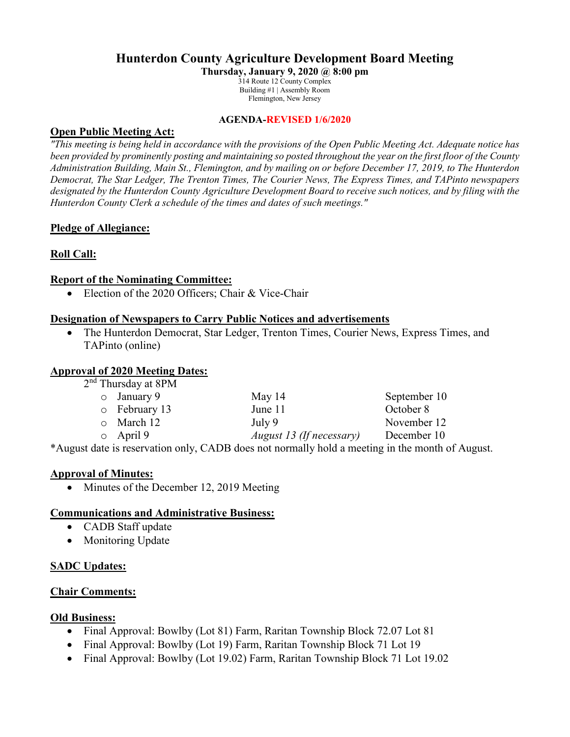# Hunterdon County Agriculture Development Board Meeting

**Thursday, January 9, 2020 @ 8:00 pm**

314 Route 12 County Complex
Building #1 | Assembly Room
Flemington, New Jersey

**AGENDA-REVISED 1/6/2020**

## Open Public Meeting Act:

*"This meeting is being held in accordance with the provisions of the Open Public Meeting Act. Adequate notice has been provided by prominently posting and maintaining so posted throughout the year on the first floor of the County Administration Building, Main St., Flemington, and by mailing on or before December 17, 2019, to The Hunterdon Democrat, The Star Ledger, The Trenton Times, The Courier News, The Express Times, and TAPinto newspapers designated by the Hunterdon County Agriculture Development Board to receive such notices, and by filing with the Hunterdon County Clerk a schedule of the times and dates of such meetings."*

## Pledge of Allegiance:

## Roll Call:

## Report of the Nominating Committee:

- Election of the 2020 Officers; Chair & Vice-Chair

## Designation of Newspapers to Carry Public Notices and advertisements

- The Hunterdon Democrat, Star Ledger, Trenton Times, Courier News, Express Times, and TAPinto (online)

## Approval of 2020 Meeting Dates:

2nd Thursday at 8PM

| | | |
|---|---|---|
| January 9 | May 14 | September 10 |
| February 13 | June 11 | October 8 |
| March 12 | July 9 | November 12 |
| April 9 | *August 13 (If necessary)* | December 10 |

*August date is reservation only, CADB does not normally hold a meeting in the month of August.

## Approval of Minutes:

- Minutes of the December 12, 2019 Meeting

## Communications and Administrative Business:

- CADB Staff update
- Monitoring Update

## SADC Updates:

## Chair Comments:

## Old Business:

- Final Approval: Bowlby (Lot 81) Farm, Raritan Township Block 72.07 Lot 81
- Final Approval: Bowlby (Lot 19) Farm, Raritan Township Block 71 Lot 19
- Final Approval: Bowlby (Lot 19.02) Farm, Raritan Township Block 71 Lot 19.02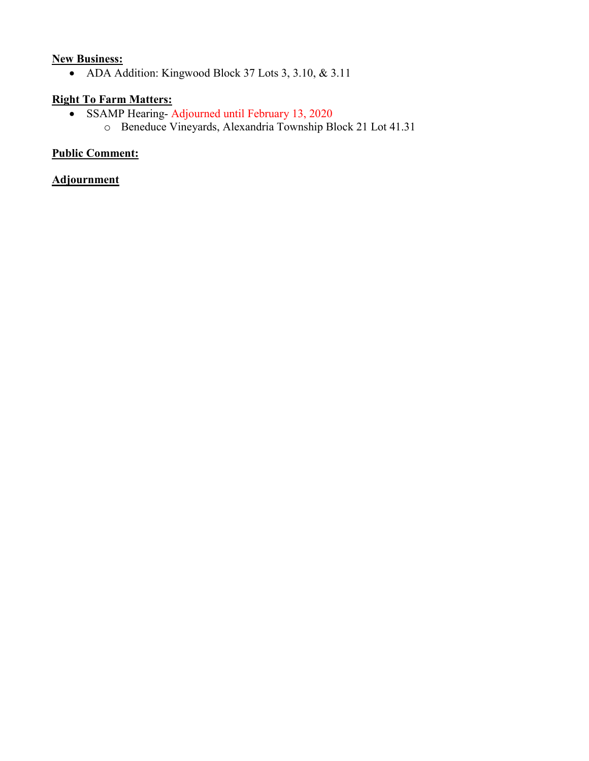**New Business:**

- ADA Addition: Kingwood Block 37 Lots 3, 3.10, & 3.11

**Right To Farm Matters:**

- SSAMP Hearing- Adjourned until February 13, 2020
  - Beneduce Vineyards, Alexandria Township Block 21 Lot 41.31

**Public Comment:**

**Adjournment**